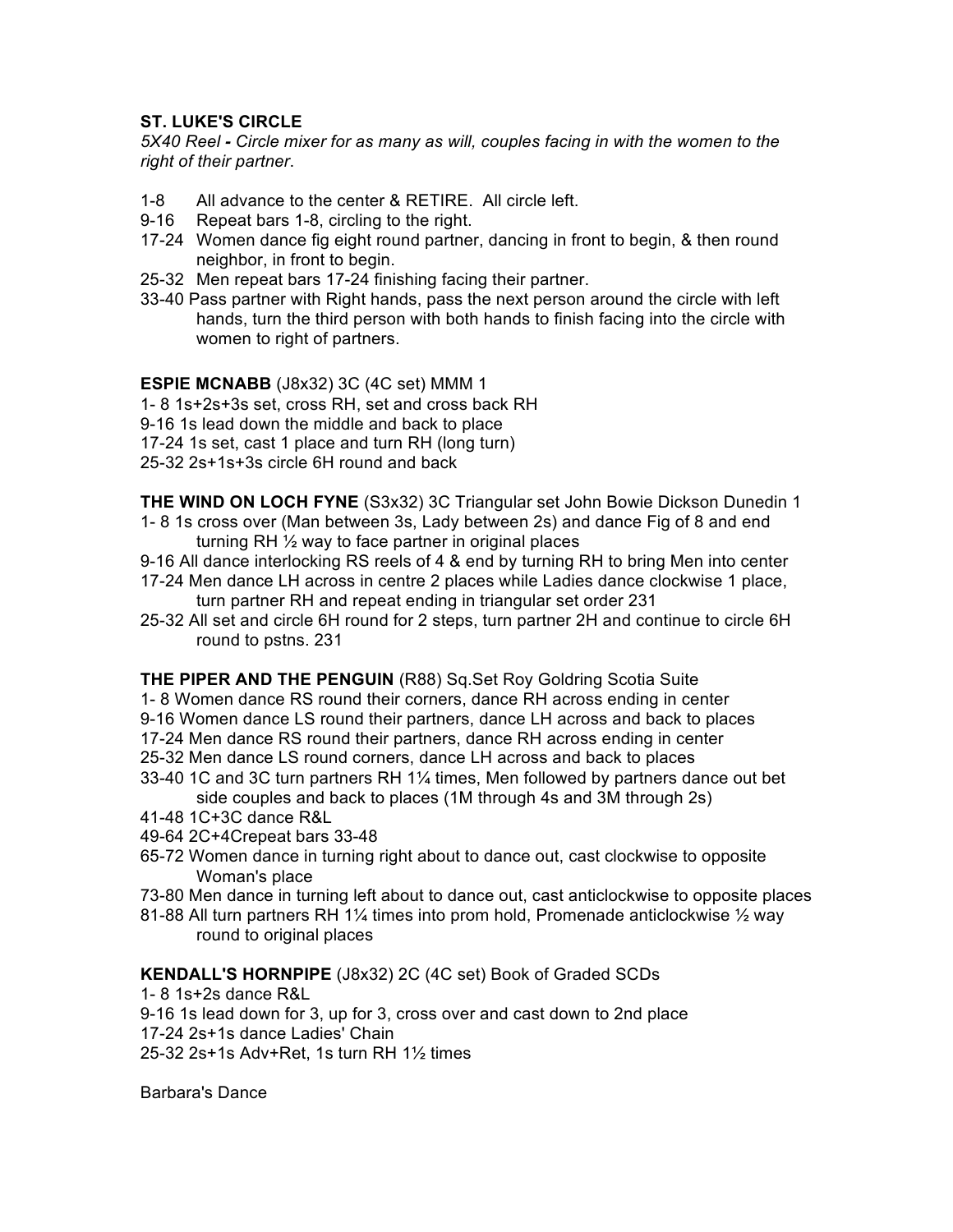**ST. LUKE'S CIRCLE**

*5X40 Reel - Circle mixer for as many as will, couples facing in with the women to the right of their partner*.

1-8 All advance to the center & RETIRE. All circle left.
9-16 Repeat bars 1-8, circling to the right.
17-24 Women dance fig eight round partner, dancing in front to begin, & then round neighbor, in front to begin.
25-32 Men repeat bars 17-24 finishing facing their partner.
33-40 Pass partner with Right hands, pass the next person around the circle with left hands, turn the third person with both hands to finish facing into the circle with women to right of partners.

**ESPIE MCNABB** (J8x32) 3C (4C set) MMM 1

1- 8 1s+2s+3s set, cross RH, set and cross back RH
9-16 1s lead down the middle and back to place
17-24 1s set, cast 1 place and turn RH (long turn)
25-32 2s+1s+3s circle 6H round and back

**THE WIND ON LOCH FYNE** (S3x32) 3C Triangular set John Bowie Dickson Dunedin 1

1- 8 1s cross over (Man between 3s, Lady between 2s) and dance Fig of 8 and end turning RH ½ way to face partner in original places
9-16 All dance interlocking RS reels of 4 & end by turning RH to bring Men into center
17-24 Men dance LH across in centre 2 places while Ladies dance clockwise 1 place, turn partner RH and repeat ending in triangular set order 231
25-32 All set and circle 6H round for 2 steps, turn partner 2H and continue to circle 6H round to pstns. 231

**THE PIPER AND THE PENGUIN** (R88) Sq.Set Roy Goldring Scotia Suite

1- 8 Women dance RS round their corners, dance RH across ending in center
9-16 Women dance LS round their partners, dance LH across and back to places
17-24 Men dance RS round their partners, dance RH across ending in center
25-32 Men dance LS round corners, dance LH across and back to places
33-40 1C and 3C turn partners RH 1¼ times, Men followed by partners dance out bet side couples and back to places (1M through 4s and 3M through 2s)
41-48 1C+3C dance R&L
49-64 2C+4Crepeat bars 33-48
65-72 Women dance in turning right about to dance out, cast clockwise to opposite Woman's place
73-80 Men dance in turning left about to dance out, cast anticlockwise to opposite places
81-88 All turn partners RH 1¼ times into prom hold, Promenade anticlockwise ½ way round to original places

**KENDALL'S HORNPIPE** (J8x32) 2C (4C set) Book of Graded SCDs

1- 8 1s+2s dance R&L
9-16 1s lead down for 3, up for 3, cross over and cast down to 2nd place
17-24 2s+1s dance Ladies' Chain
25-32 2s+1s Adv+Ret, 1s turn RH 1½ times

Barbara's Dance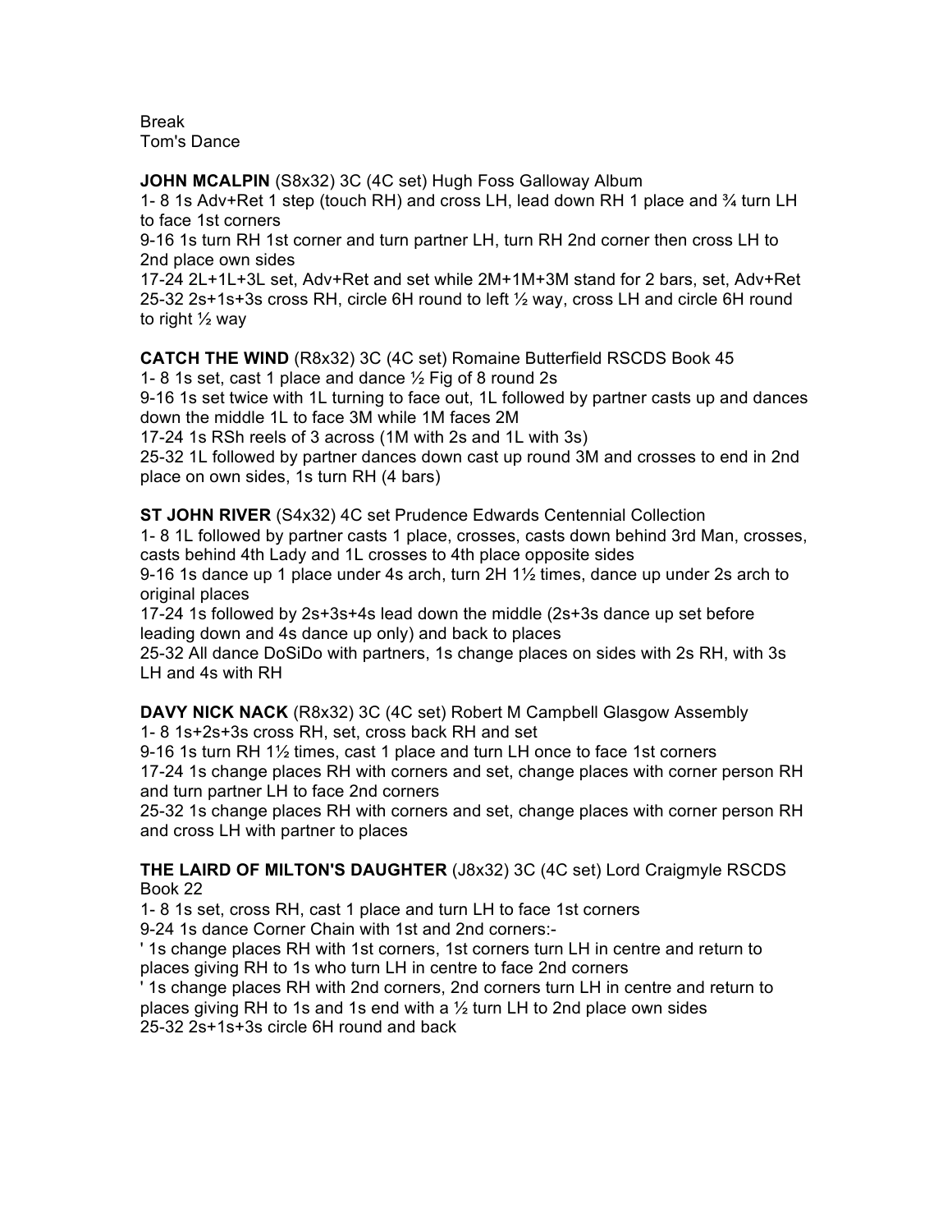Break
Tom's Dance

**JOHN MCALPIN** (S8x32) 3C (4C set) Hugh Foss Galloway Album
1- 8 1s Adv+Ret 1 step (touch RH) and cross LH, lead down RH 1 place and ¾ turn LH to face 1st corners
9-16 1s turn RH 1st corner and turn partner LH, turn RH 2nd corner then cross LH to 2nd place own sides
17-24 2L+1L+3L set, Adv+Ret and set while 2M+1M+3M stand for 2 bars, set, Adv+Ret
25-32 2s+1s+3s cross RH, circle 6H round to left ½ way, cross LH and circle 6H round to right ½ way

**CATCH THE WIND** (R8x32) 3C (4C set) Romaine Butterfield RSCDS Book 45
1- 8 1s set, cast 1 place and dance ½ Fig of 8 round 2s
9-16 1s set twice with 1L turning to face out, 1L followed by partner casts up and dances down the middle 1L to face 3M while 1M faces 2M
17-24 1s RSh reels of 3 across (1M with 2s and 1L with 3s)
25-32 1L followed by partner dances down cast up round 3M and crosses to end in 2nd place on own sides, 1s turn RH (4 bars)

**ST JOHN RIVER** (S4x32) 4C set Prudence Edwards Centennial Collection
1- 8 1L followed by partner casts 1 place, crosses, casts down behind 3rd Man, crosses, casts behind 4th Lady and 1L crosses to 4th place opposite sides
9-16 1s dance up 1 place under 4s arch, turn 2H 1½ times, dance up under 2s arch to original places
17-24 1s followed by 2s+3s+4s lead down the middle (2s+3s dance up set before leading down and 4s dance up only) and back to places
25-32 All dance DoSiDo with partners, 1s change places on sides with 2s RH, with 3s LH and 4s with RH

**DAVY NICK NACK** (R8x32) 3C (4C set) Robert M Campbell Glasgow Assembly
1- 8 1s+2s+3s cross RH, set, cross back RH and set
9-16 1s turn RH 1½ times, cast 1 place and turn LH once to face 1st corners
17-24 1s change places RH with corners and set, change places with corner person RH and turn partner LH to face 2nd corners
25-32 1s change places RH with corners and set, change places with corner person RH and cross LH with partner to places

**THE LAIRD OF MILTON'S DAUGHTER** (J8x32) 3C (4C set) Lord Craigmyle RSCDS Book 22
1- 8 1s set, cross RH, cast 1 place and turn LH to face 1st corners
9-24 1s dance Corner Chain with 1st and 2nd corners:-
' 1s change places RH with 1st corners, 1st corners turn LH in centre and return to places giving RH to 1s who turn LH in centre to face 2nd corners
' 1s change places RH with 2nd corners, 2nd corners turn LH in centre and return to places giving RH to 1s and 1s end with a ½ turn LH to 2nd place own sides
25-32 2s+1s+3s circle 6H round and back